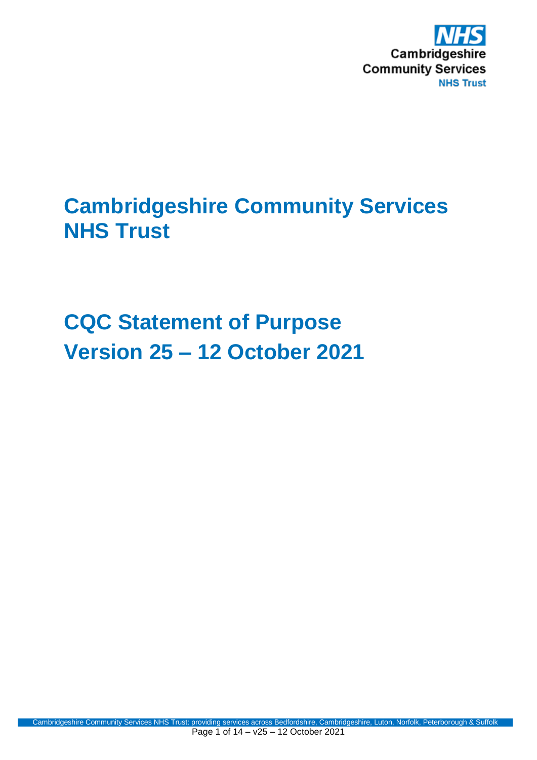# Cambridgeshire Community Services NHS Trust

# CQC Statement of Purpose
# Version 25 – 12 October 2021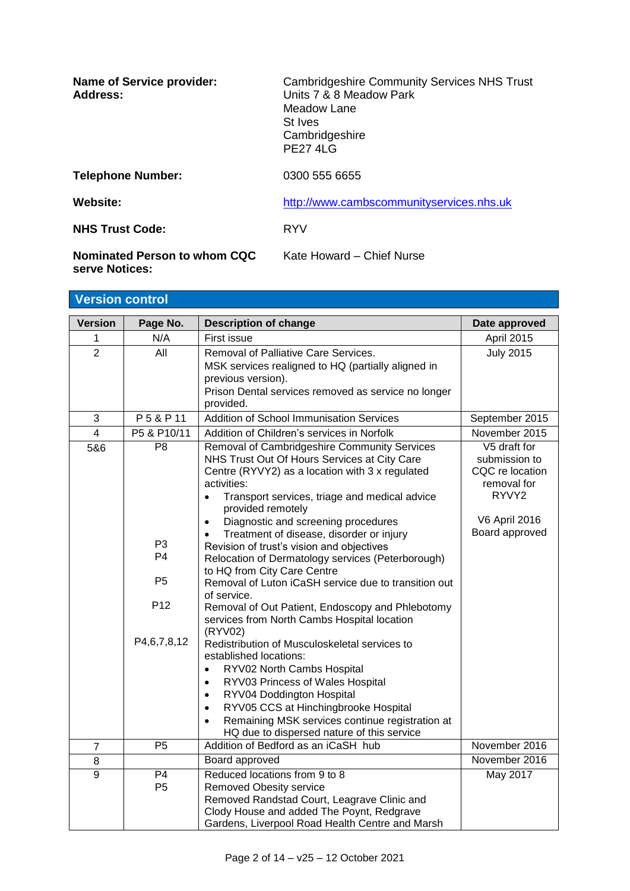**Name of Service provider:** Cambridgeshire Community Services NHS Trust

**Address:** Units 7 & 8 Meadow Park
Meadow Lane
St Ives
Cambridgeshire
PE27 4LG

**Telephone Number:** 0300 555 6655

**Website:** http://www.cambscommunityservices.nhs.uk

**NHS Trust Code:** RYV

**Nominated Person to whom CQC serve Notices:** Kate Howard – Chief Nurse

## Version control

| Version | Page No. | Description of change | Date approved |
|---|---|---|---|
| 1 | N/A | First issue | April 2015 |
| 2 | All | Removal of Palliative Care Services.<br>MSK services realigned to HQ (partially aligned in previous version).<br>Prison Dental services removed as service no longer provided. | July 2015 |
| 3 | P 5 & P 11 | Addition of School Immunisation Services | September 2015 |
| 4 | P5 & P10/11 | Addition of Children's services in Norfolk | November 2015 |
| 5&6 | P8<br><br><br><br><br><br>P3<br>P4<br><br>P5<br><br>P12<br><br><br>P4,6,7,8,12 | Removal of Cambridgeshire Community Services NHS Trust Out Of Hours Services at City Care Centre (RYVY2) as a location with 3 x regulated activities:<br>• Transport services, triage and medical advice provided remotely<br>• Diagnostic and screening procedures<br>• Treatment of disease, disorder or injury<br>Revision of trust's vision and objectives<br>Relocation of Dermatology services (Peterborough) to HQ from City Care Centre<br>Removal of Luton iCaSH service due to transition out of service.<br>Removal of Out Patient, Endoscopy and Phlebotomy services from North Cambs Hospital location (RYV02)<br>Redistribution of Musculoskeletal services to established locations:<br>• RYV02 North Cambs Hospital<br>• RYV03 Princess of Wales Hospital<br>• RYV04 Doddington Hospital<br>• RYV05 CCS at Hinchingbrooke Hospital<br>• Remaining MSK services continue registration at HQ due to dispersed nature of this service | V5 draft for submission to CQC re location removal for RYVY2<br><br>V6 April 2016 Board approved |
| 7 | P5 | Addition of Bedford as an iCaSH hub | November 2016 |
| 8 | | Board approved | November 2016 |
| 9 | P4<br>P5 | Reduced locations from 9 to 8<br>Removed Obesity service<br>Removed Randstad Court, Leagrave Clinic and Clody House and added The Poynt, Redgrave Gardens, Liverpool Road Health Centre and Marsh | May 2017 |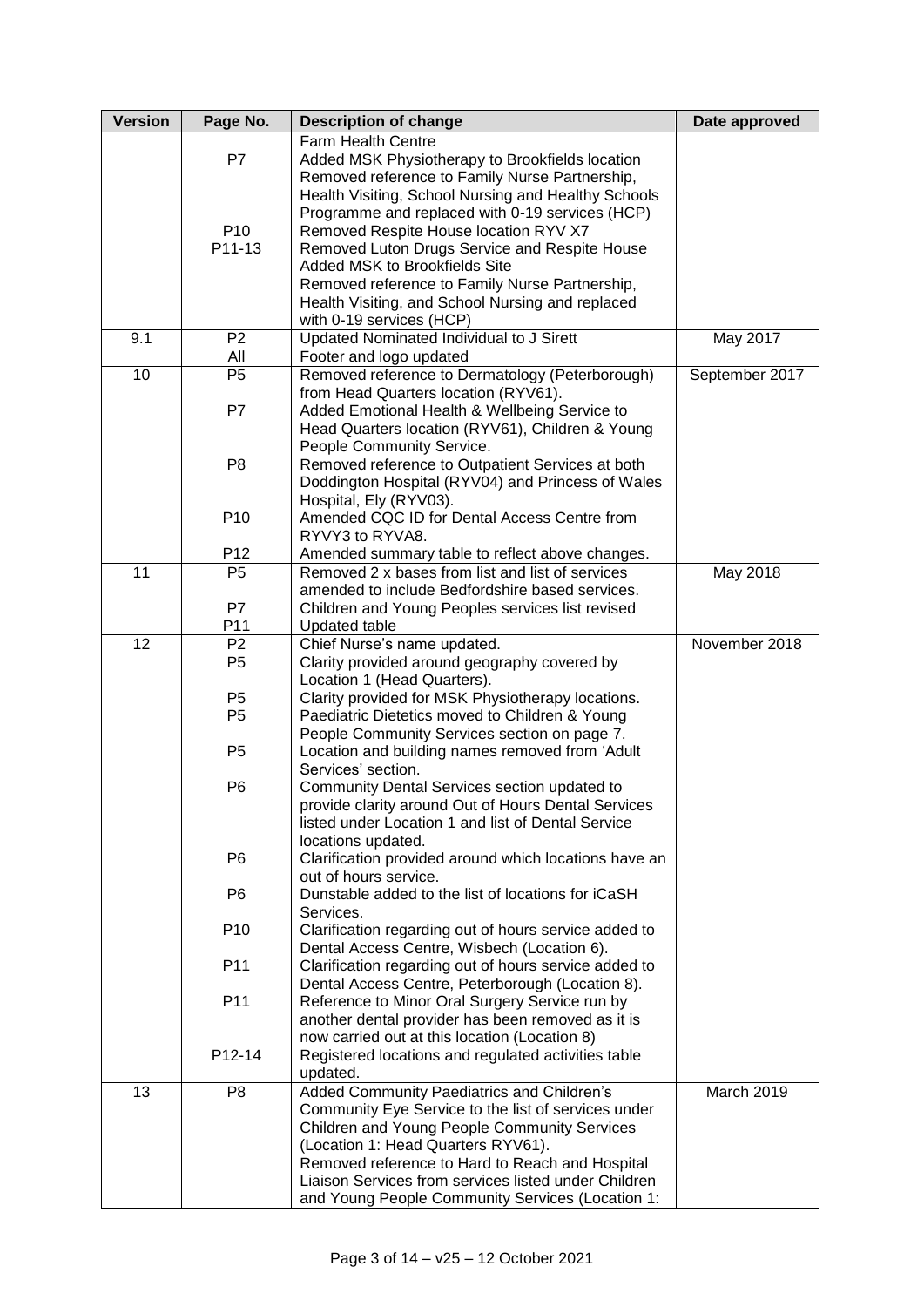| Version | Page No. | Description of change | Date approved |
|---|---|---|---|
| | P7<br><br><br><br>P10<br>P11-13 | Farm Health Centre<br>Added MSK Physiotherapy to Brookfields location<br>Removed reference to Family Nurse Partnership, Health Visiting, School Nursing and Healthy Schools Programme and replaced with 0-19 services (HCP)<br>Removed Respite House location RYV X7<br>Removed Luton Drugs Service and Respite House<br>Added MSK to Brookfields Site<br>Removed reference to Family Nurse Partnership, Health Visiting, and School Nursing and replaced with 0-19 services (HCP) | |
| 9.1 | P2<br>All | Updated Nominated Individual to J Sirett<br>Footer and logo updated | May 2017 |
| 10 | P5<br><br>P7<br><br><br>P8<br><br><br>P10<br><br>P12 | Removed reference to Dermatology (Peterborough) from Head Quarters location (RYV61).<br>Added Emotional Health & Wellbeing Service to Head Quarters location (RYV61), Children & Young People Community Service.<br>Removed reference to Outpatient Services at both Doddington Hospital (RYV04) and Princess of Wales Hospital, Ely (RYV03).<br>Amended CQC ID for Dental Access Centre from RYVY3 to RYVA8.<br>Amended summary table to reflect above changes. | September 2017 |
| 11 | P5<br><br>P7<br>P11 | Removed 2 x bases from list and list of services amended to include Bedfordshire based services.<br>Children and Young Peoples services list revised<br>Updated table | May 2018 |
| 12 | P2<br>P5<br><br>P5<br>P5<br><br>P5<br><br>P6<br><br><br><br>P6<br><br>P6<br><br>P10<br><br>P11<br><br>P11<br><br><br>P12-14 | Chief Nurse's name updated.<br>Clarity provided around geography covered by Location 1 (Head Quarters).<br>Clarity provided for MSK Physiotherapy locations.<br>Paediatric Dietetics moved to Children & Young People Community Services section on page 7.<br>Location and building names removed from 'Adult Services' section.<br>Community Dental Services section updated to provide clarity around Out of Hours Dental Services listed under Location 1 and list of Dental Service locations updated.<br>Clarification provided around which locations have an out of hours service.<br>Dunstable added to the list of locations for iCaSH Services.<br>Clarification regarding out of hours service added to Dental Access Centre, Wisbech (Location 6).<br>Clarification regarding out of hours service added to Dental Access Centre, Peterborough (Location 8).<br>Reference to Minor Oral Surgery Service run by another dental provider has been removed as it is now carried out at this location (Location 8)<br>Registered locations and regulated activities table updated. | November 2018 |
| 13 | P8 | Added Community Paediatrics and Children's Community Eye Service to the list of services under Children and Young People Community Services (Location 1: Head Quarters RYV61).<br>Removed reference to Hard to Reach and Hospital Liaison Services from services listed under Children and Young People Community Services (Location 1: | March 2019 |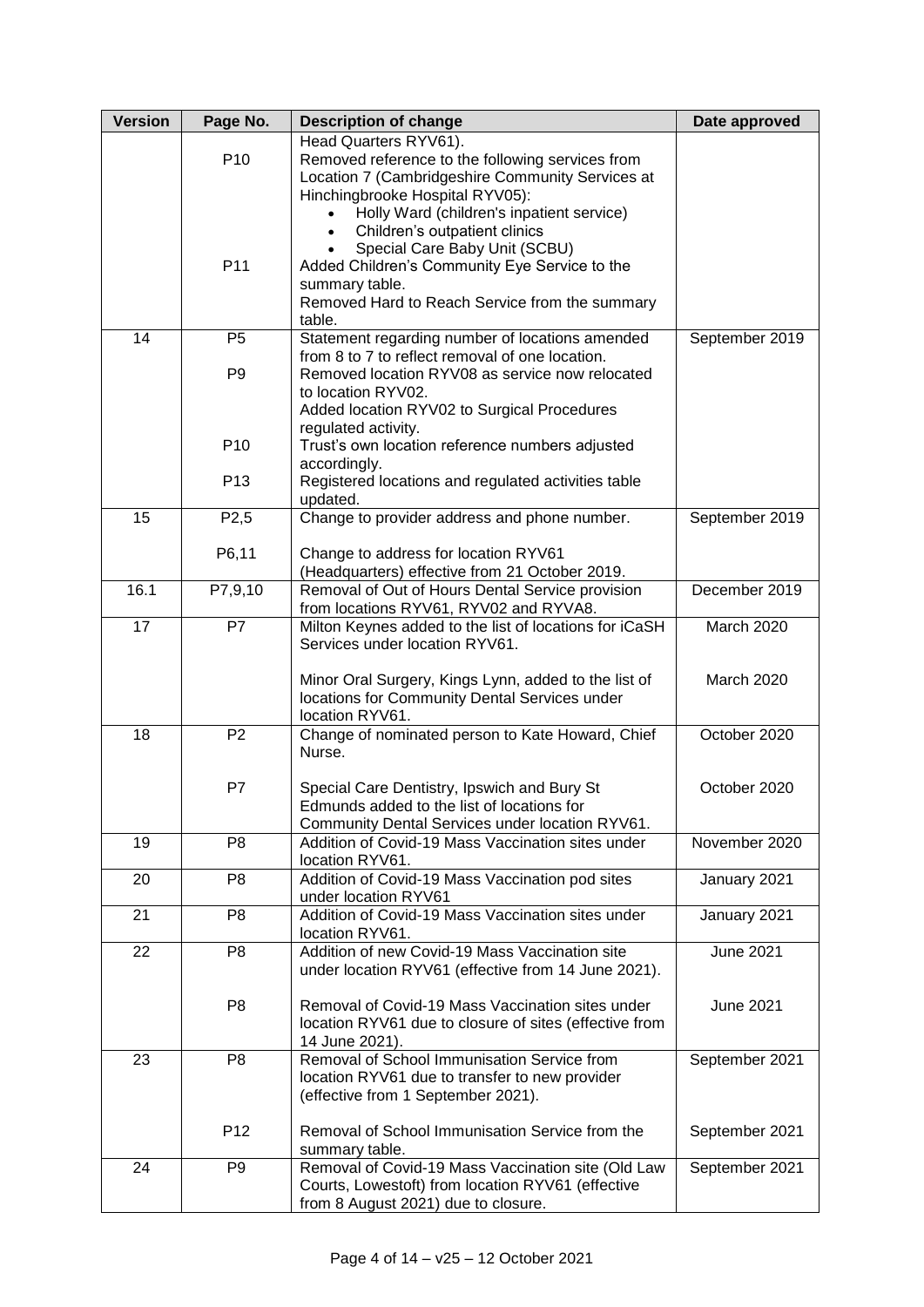| Version | Page No. | Description of change | Date approved |
|---|---|---|---|
| | P10<br><br><br><br><br><br><br>P11 | Head Quarters RYV61).<br>Removed reference to the following services from Location 7 (Cambridgeshire Community Services at Hinchingbrooke Hospital RYV05):<br>• Holly Ward (children's inpatient service)<br>• Children's outpatient clinics<br>• Special Care Baby Unit (SCBU)<br>Added Children's Community Eye Service to the summary table.<br>Removed Hard to Reach Service from the summary table. | |
| 14 | P5<br><br>P9<br><br><br><br>P10<br><br>P13 | Statement regarding number of locations amended from 8 to 7 to reflect removal of one location.<br>Removed location RYV08 as service now relocated to location RYV02.<br>Added location RYV02 to Surgical Procedures regulated activity.<br>Trust's own location reference numbers adjusted accordingly.<br>Registered locations and regulated activities table updated. | September 2019 |
| 15 | P2,5<br><br>P6,11 | Change to provider address and phone number.<br><br>Change to address for location RYV61 (Headquarters) effective from 21 October 2019. | September 2019 |
| 16.1 | P7,9,10 | Removal of Out of Hours Dental Service provision from locations RYV61, RYV02 and RYVA8. | December 2019 |
| 17 | P7 | Milton Keynes added to the list of locations for iCaSH Services under location RYV61.<br><br>Minor Oral Surgery, Kings Lynn, added to the list of locations for Community Dental Services under location RYV61. | March 2020<br><br><br>March 2020 |
| 18 | P2<br><br><br>P7 | Change of nominated person to Kate Howard, Chief Nurse.<br><br>Special Care Dentistry, Ipswich and Bury St Edmunds added to the list of locations for Community Dental Services under location RYV61. | October 2020<br><br><br>October 2020 |
| 19 | P8 | Addition of Covid-19 Mass Vaccination sites under location RYV61. | November 2020 |
| 20 | P8 | Addition of Covid-19 Mass Vaccination pod sites under location RYV61 | January 2021 |
| 21 | P8 | Addition of Covid-19 Mass Vaccination sites under location RYV61. | January 2021 |
| 22 | P8<br><br><br>P8 | Addition of new Covid-19 Mass Vaccination site under location RYV61 (effective from 14 June 2021).<br><br>Removal of Covid-19 Mass Vaccination sites under location RYV61 due to closure of sites (effective from 14 June 2021). | June 2021<br><br><br>June 2021 |
| 23 | P8<br><br><br><br>P12 | Removal of School Immunisation Service from location RYV61 due to transfer to new provider (effective from 1 September 2021).<br><br>Removal of School Immunisation Service from the summary table. | September 2021<br><br><br><br>September 2021 |
| 24 | P9 | Removal of Covid-19 Mass Vaccination site (Old Law Courts, Lowestoft) from location RYV61 (effective from 8 August 2021) due to closure. | September 2021 |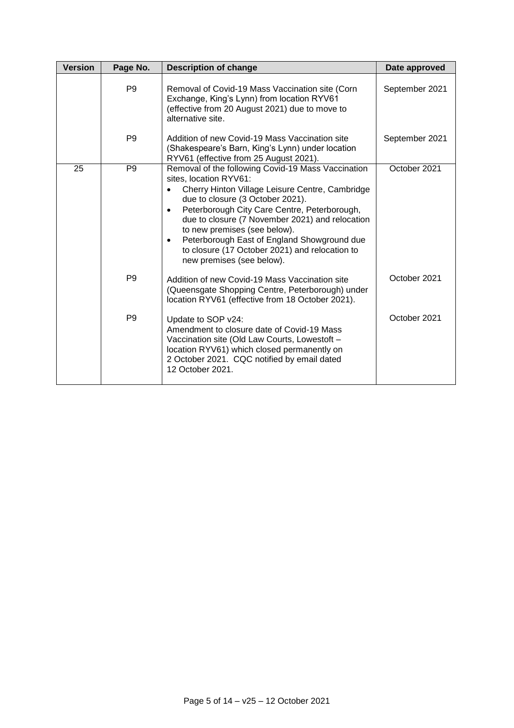| Version | Page No. | Description of change | Date approved |
|---|---|---|---|
| | P9 | Removal of Covid-19 Mass Vaccination site (Corn Exchange, King's Lynn) from location RYV61 (effective from 20 August 2021) due to move to alternative site. | September 2021 |
| | P9 | Addition of new Covid-19 Mass Vaccination site (Shakespeare's Barn, King's Lynn) under location RYV61 (effective from 25 August 2021). | September 2021 |
| 25 | P9 | Removal of the following Covid-19 Mass Vaccination sites, location RYV61:<br>• Cherry Hinton Village Leisure Centre, Cambridge due to closure (3 October 2021).<br>• Peterborough City Care Centre, Peterborough, due to closure (7 November 2021) and relocation to new premises (see below).<br>• Peterborough East of England Showground due to closure (17 October 2021) and relocation to new premises (see below). | October 2021 |
| | P9 | Addition of new Covid-19 Mass Vaccination site (Queensgate Shopping Centre, Peterborough) under location RYV61 (effective from 18 October 2021). | October 2021 |
| | P9 | Update to SOP v24:<br>Amendment to closure date of Covid-19 Mass Vaccination site (Old Law Courts, Lowestoft – location RYV61) which closed permanently on 2 October 2021. CQC notified by email dated 12 October 2021. | October 2021 |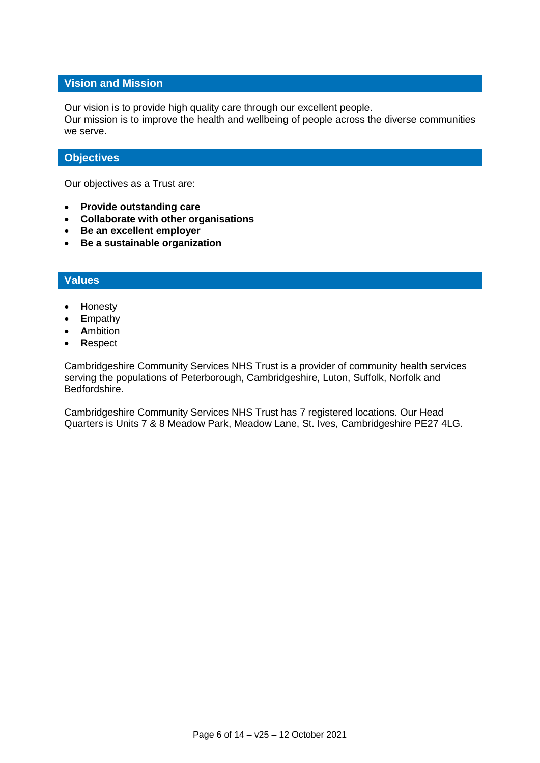## Vision and Mission

Our vision is to provide high quality care through our excellent people.
Our mission is to improve the health and wellbeing of people across the diverse communities we serve.

## Objectives

Our objectives as a Trust are:

- **Provide outstanding care**
- **Collaborate with other organisations**
- **Be an excellent employer**
- **Be a sustainable organization**

## Values

- **H**onesty
- **E**mpathy
- **A**mbition
- **R**espect

Cambridgeshire Community Services NHS Trust is a provider of community health services serving the populations of Peterborough, Cambridgeshire, Luton, Suffolk, Norfolk and Bedfordshire.

Cambridgeshire Community Services NHS Trust has 7 registered locations. Our Head Quarters is Units 7 & 8 Meadow Park, Meadow Lane, St. Ives, Cambridgeshire PE27 4LG.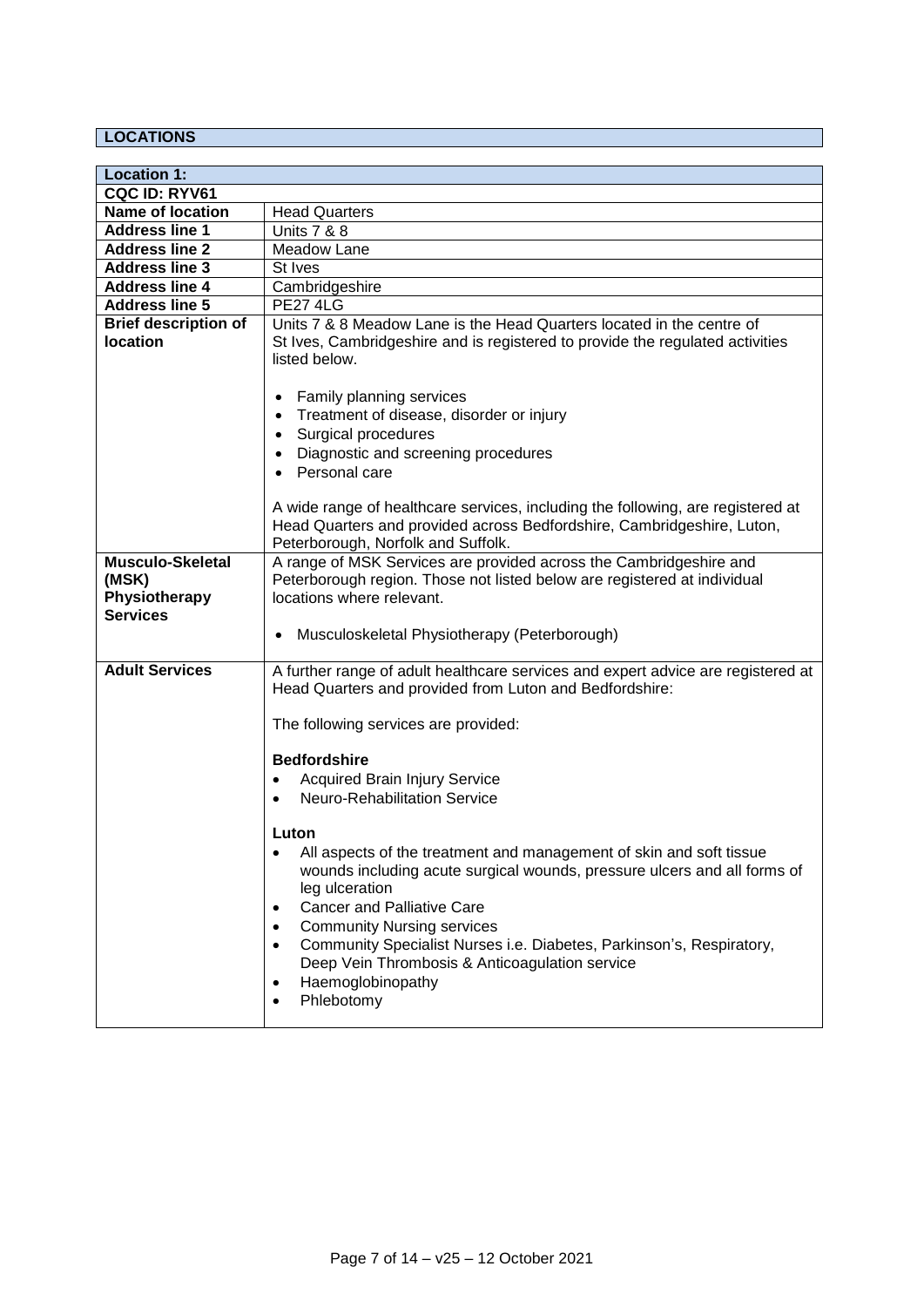## LOCATIONS

| **Location 1:** | |
|---|---|
| **CQC ID: RYV61** | |
| **Name of location** | Head Quarters |
| **Address line 1** | Units 7 & 8 |
| **Address line 2** | Meadow Lane |
| **Address line 3** | St Ives |
| **Address line 4** | Cambridgeshire |
| **Address line 5** | PE27 4LG |
| **Brief description of location** | Units 7 & 8 Meadow Lane is the Head Quarters located in the centre of St Ives, Cambridgeshire and is registered to provide the regulated activities listed below.<br><br>• Family planning services<br>• Treatment of disease, disorder or injury<br>• Surgical procedures<br>• Diagnostic and screening procedures<br>• Personal care<br><br>A wide range of healthcare services, including the following, are registered at Head Quarters and provided across Bedfordshire, Cambridgeshire, Luton, Peterborough, Norfolk and Suffolk. |
| **Musculo-Skeletal (MSK) Physiotherapy Services** | A range of MSK Services are provided across the Cambridgeshire and Peterborough region. Those not listed below are registered at individual locations where relevant.<br><br>• Musculoskeletal Physiotherapy (Peterborough) |
| **Adult Services** | A further range of adult healthcare services and expert advice are registered at Head Quarters and provided from Luton and Bedfordshire:<br><br>The following services are provided:<br><br>**Bedfordshire**<br>• Acquired Brain Injury Service<br>• Neuro-Rehabilitation Service<br><br>**Luton**<br>• All aspects of the treatment and management of skin and soft tissue wounds including acute surgical wounds, pressure ulcers and all forms of leg ulceration<br>• Cancer and Palliative Care<br>• Community Nursing services<br>• Community Specialist Nurses i.e. Diabetes, Parkinson's, Respiratory, Deep Vein Thrombosis & Anticoagulation service<br>• Haemoglobinopathy<br>• Phlebotomy |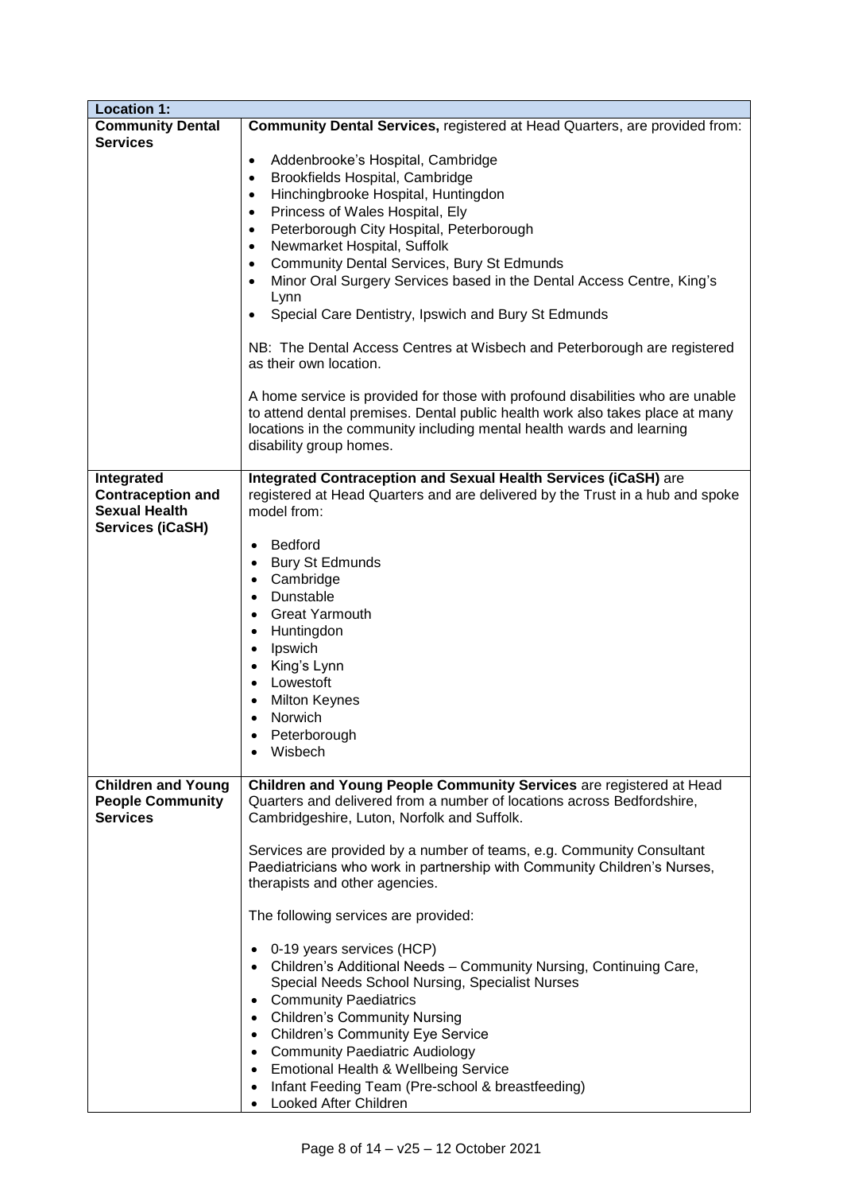| Location 1: | |
|---|---|
| **Community Dental Services** | **Community Dental Services,** registered at Head Quarters, are provided from:<br><br>• Addenbrooke's Hospital, Cambridge<br>• Brookfields Hospital, Cambridge<br>• Hinchingbrooke Hospital, Huntingdon<br>• Princess of Wales Hospital, Ely<br>• Peterborough City Hospital, Peterborough<br>• Newmarket Hospital, Suffolk<br>• Community Dental Services, Bury St Edmunds<br>• Minor Oral Surgery Services based in the Dental Access Centre, King's Lynn<br>• Special Care Dentistry, Ipswich and Bury St Edmunds<br><br>NB: The Dental Access Centres at Wisbech and Peterborough are registered as their own location.<br><br>A home service is provided for those with profound disabilities who are unable to attend dental premises. Dental public health work also takes place at many locations in the community including mental health wards and learning disability group homes. |
| **Integrated Contraception and Sexual Health Services (iCaSH)** | **Integrated Contraception and Sexual Health Services (iCaSH)** are registered at Head Quarters and are delivered by the Trust in a hub and spoke model from:<br><br>• Bedford<br>• Bury St Edmunds<br>• Cambridge<br>• Dunstable<br>• Great Yarmouth<br>• Huntingdon<br>• Ipswich<br>• King's Lynn<br>• Lowestoft<br>• Milton Keynes<br>• Norwich<br>• Peterborough<br>• Wisbech |
| **Children and Young People Community Services** | **Children and Young People Community Services** are registered at Head Quarters and delivered from a number of locations across Bedfordshire, Cambridgeshire, Luton, Norfolk and Suffolk.<br><br>Services are provided by a number of teams, e.g. Community Consultant Paediatricians who work in partnership with Community Children's Nurses, therapists and other agencies.<br><br>The following services are provided:<br><br>• 0-19 years services (HCP)<br>• Children's Additional Needs – Community Nursing, Continuing Care, Special Needs School Nursing, Specialist Nurses<br>• Community Paediatrics<br>• Children's Community Nursing<br>• Children's Community Eye Service<br>• Community Paediatric Audiology<br>• Emotional Health & Wellbeing Service<br>• Infant Feeding Team (Pre-school & breastfeeding)<br>• Looked After Children |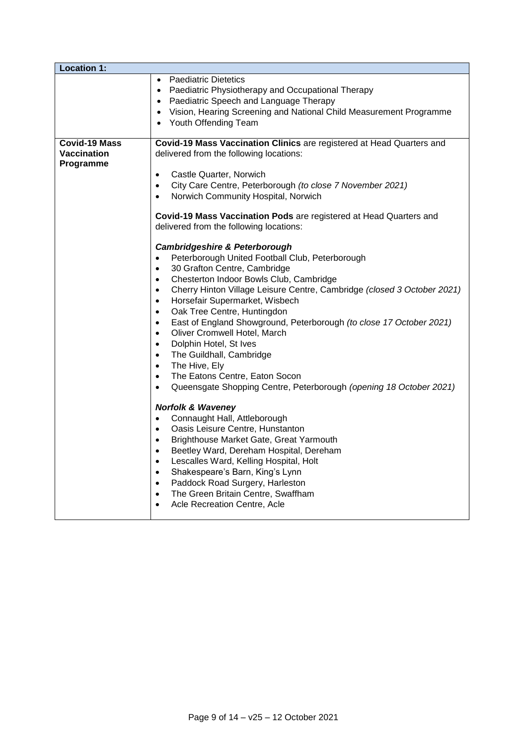| Location 1: | |
|---|---|
| | • Paediatric Dietetics<br>• Paediatric Physiotherapy and Occupational Therapy<br>• Paediatric Speech and Language Therapy<br>• Vision, Hearing Screening and National Child Measurement Programme<br>• Youth Offending Team |
| **Covid-19 Mass Vaccination Programme** | **Covid-19 Mass Vaccination Clinics** are registered at Head Quarters and delivered from the following locations:<br><br>• Castle Quarter, Norwich<br>• City Care Centre, Peterborough *(to close 7 November 2021)*<br>• Norwich Community Hospital, Norwich<br><br>**Covid-19 Mass Vaccination Pods** are registered at Head Quarters and delivered from the following locations:<br><br>***Cambridgeshire & Peterborough***<br>• Peterborough United Football Club, Peterborough<br>• 30 Grafton Centre, Cambridge<br>• Chesterton Indoor Bowls Club, Cambridge<br>• Cherry Hinton Village Leisure Centre, Cambridge *(closed 3 October 2021)*<br>• Horsefair Supermarket, Wisbech<br>• Oak Tree Centre, Huntingdon<br>• East of England Showground, Peterborough *(to close 17 October 2021)*<br>• Oliver Cromwell Hotel, March<br>• Dolphin Hotel, St Ives<br>• The Guildhall, Cambridge<br>• The Hive, Ely<br>• The Eatons Centre, Eaton Socon<br>• Queensgate Shopping Centre, Peterborough *(opening 18 October 2021)*<br><br>***Norfolk & Waveney***<br>• Connaught Hall, Attleborough<br>• Oasis Leisure Centre, Hunstanton<br>• Brighthouse Market Gate, Great Yarmouth<br>• Beetley Ward, Dereham Hospital, Dereham<br>• Lescalles Ward, Kelling Hospital, Holt<br>• Shakespeare's Barn, King's Lynn<br>• Paddock Road Surgery, Harleston<br>• The Green Britain Centre, Swaffham<br>• Acle Recreation Centre, Acle |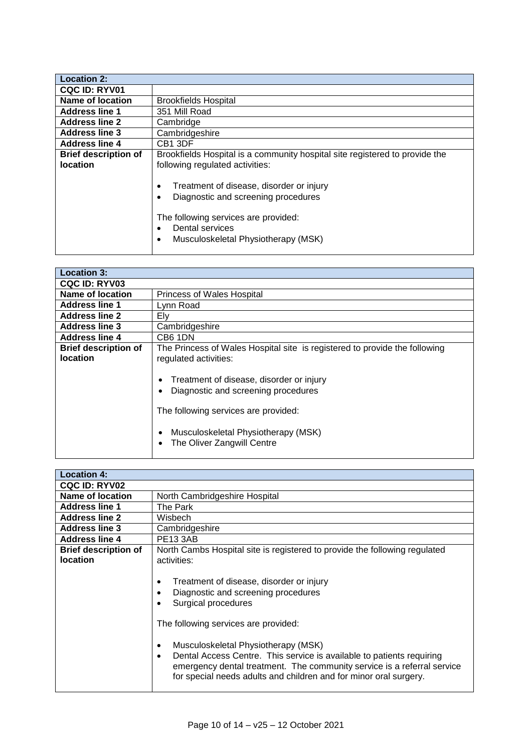| **Location 2:** | |
|---|---|
| **CQC ID: RYV01** | |
| **Name of location** | Brookfields Hospital |
| **Address line 1** | 351 Mill Road |
| **Address line 2** | Cambridge |
| **Address line 3** | Cambridgeshire |
| **Address line 4** | CB1 3DF |
| **Brief description of location** | Brookfields Hospital is a community hospital site registered to provide the following regulated activities:<br><br>• Treatment of disease, disorder or injury<br>• Diagnostic and screening procedures<br><br>The following services are provided:<br>• Dental services<br>• Musculoskeletal Physiotherapy (MSK) |

| **Location 3:** | |
|---|---|
| **CQC ID: RYV03** | |
| **Name of location** | Princess of Wales Hospital |
| **Address line 1** | Lynn Road |
| **Address line 2** | Ely |
| **Address line 3** | Cambridgeshire |
| **Address line 4** | CB6 1DN |
| **Brief description of location** | The Princess of Wales Hospital site is registered to provide the following regulated activities:<br><br>• Treatment of disease, disorder or injury<br>• Diagnostic and screening procedures<br><br>The following services are provided:<br><br>• Musculoskeletal Physiotherapy (MSK)<br>• The Oliver Zangwill Centre |

| **Location 4:** | |
|---|---|
| **CQC ID: RYV02** | |
| **Name of location** | North Cambridgeshire Hospital |
| **Address line 1** | The Park |
| **Address line 2** | Wisbech |
| **Address line 3** | Cambridgeshire |
| **Address line 4** | PE13 3AB |
| **Brief description of location** | North Cambs Hospital site is registered to provide the following regulated activities:<br><br>• Treatment of disease, disorder or injury<br>• Diagnostic and screening procedures<br>• Surgical procedures<br><br>The following services are provided:<br><br>• Musculoskeletal Physiotherapy (MSK)<br>• Dental Access Centre. This service is available to patients requiring emergency dental treatment. The community service is a referral service for special needs adults and children and for minor oral surgery. |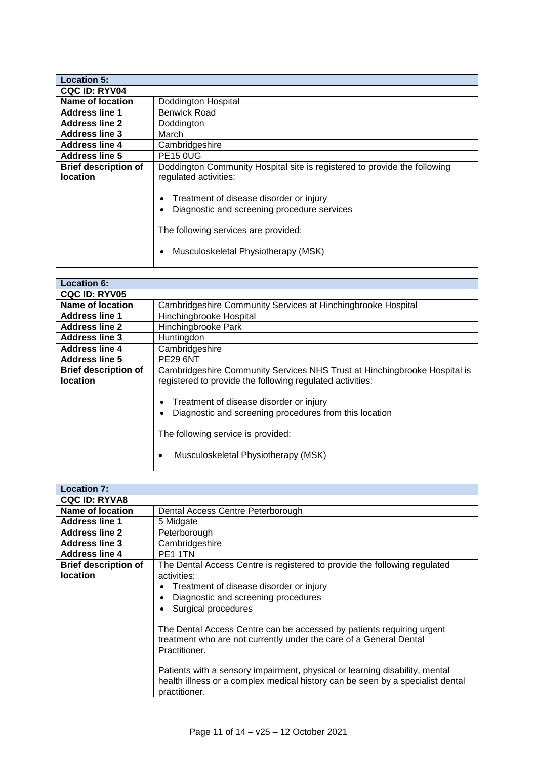| **Location 5:** | |
|---|---|
| **CQC ID: RYV04** | |
| **Name of location** | Doddington Hospital |
| **Address line 1** | Benwick Road |
| **Address line 2** | Doddington |
| **Address line 3** | March |
| **Address line 4** | Cambridgeshire |
| **Address line 5** | PE15 0UG |
| **Brief description of location** | Doddington Community Hospital site is registered to provide the following regulated activities:<br><br>• Treatment of disease disorder or injury<br>• Diagnostic and screening procedure services<br><br>The following services are provided:<br><br>• Musculoskeletal Physiotherapy (MSK) |

| **Location 6:** | |
|---|---|
| **CQC ID: RYV05** | |
| **Name of location** | Cambridgeshire Community Services at Hinchingbrooke Hospital |
| **Address line 1** | Hinchingbrooke Hospital |
| **Address line 2** | Hinchingbrooke Park |
| **Address line 3** | Huntingdon |
| **Address line 4** | Cambridgeshire |
| **Address line 5** | PE29 6NT |
| **Brief description of location** | Cambridgeshire Community Services NHS Trust at Hinchingbrooke Hospital is registered to provide the following regulated activities:<br><br>• Treatment of disease disorder or injury<br>• Diagnostic and screening procedures from this location<br><br>The following service is provided:<br><br>• Musculoskeletal Physiotherapy (MSK) |

| **Location 7:** | |
|---|---|
| **CQC ID: RYVA8** | |
| **Name of location** | Dental Access Centre Peterborough |
| **Address line 1** | 5 Midgate |
| **Address line 2** | Peterborough |
| **Address line 3** | Cambridgeshire |
| **Address line 4** | PE1 1TN |
| **Brief description of location** | The Dental Access Centre is registered to provide the following regulated activities:<br>• Treatment of disease disorder or injury<br>• Diagnostic and screening procedures<br>• Surgical procedures<br><br>The Dental Access Centre can be accessed by patients requiring urgent treatment who are not currently under the care of a General Dental Practitioner.<br><br>Patients with a sensory impairment, physical or learning disability, mental health illness or a complex medical history can be seen by a specialist dental practitioner. |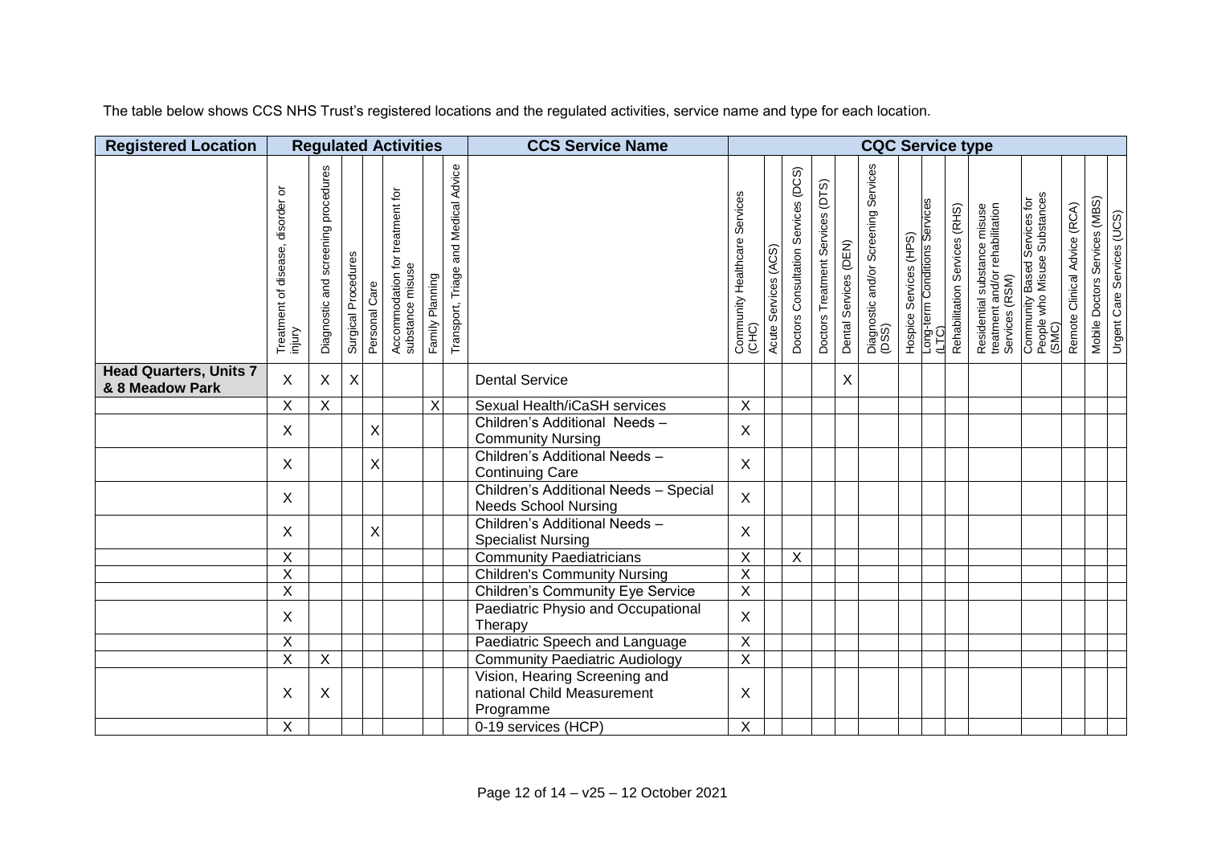The table below shows CCS NHS Trust's registered locations and the regulated activities, service name and type for each location.

| Registered Location | Regulated Activities | | | | | | | CCS Service Name | CQC Service type | | | | | | | | | | | | | | |
|---|---|---|---|---|---|---|---|---|---|---|---|---|---|---|---|---|---|---|---|---|---|---|---|
| | Treatment of disease, disorder or injury | Diagnostic and screening procedures | Surgical Procedures | Personal Care | Accommodation for treatment for substance misuse | Family Planning | Transport, Triage and Medical Advice | | Community Healthcare Services (CHC) | Acute Services (ACS) | Doctors Consultation Services (DCS) | Doctors Treatment Services (DTS) | Dental Services (DEN) | Diagnostic and/or Screening Services (DSS) | Hospice Services (HPS) | Long-term Conditions Services (LTC) | Rehabilitation Services (RHS) | Residential substance misuse treatment and/or rehabilitation Services (RSM) | Community Based Services for People who Misuse Substances (SMC) | Remote Clinical Advice (RCA) | Mobile Doctors Services (MBS) | Urgent Care Services (UCS) |
| **Head Quarters, Units 7 & 8 Meadow Park** | X | X | X | | | | | Dental Service | | | | | X | | | | | | | | | |
| | X | X | | | | X | | Sexual Health/iCaSH services | X | | | | | | | | | | | | | |
| | X | | | X | | | | Children's Additional Needs – Community Nursing | X | | | | | | | | | | | | | |
| | X | | | X | | | | Children's Additional Needs – Continuing Care | X | | | | | | | | | | | | | |
| | X | | | | | | | Children's Additional Needs – Special Needs School Nursing | X | | | | | | | | | | | | | |
| | X | | | X | | | | Children's Additional Needs – Specialist Nursing | X | | | | | | | | | | | | | |
| | X | | | | | | | Community Paediatricians | X | | X | | | | | | | | | | | |
| | X | | | | | | | Children's Community Nursing | X | | | | | | | | | | | | | |
| | X | | | | | | | Children's Community Eye Service | X | | | | | | | | | | | | | |
| | X | | | | | | | Paediatric Physio and Occupational Therapy | X | | | | | | | | | | | | | |
| | X | | | | | | | Paediatric Speech and Language | X | | | | | | | | | | | | | |
| | X | X | | | | | | Community Paediatric Audiology | X | | | | | | | | | | | | | |
| | X | X | | | | | | Vision, Hearing Screening and national Child Measurement Programme | X | | | | | | | | | | | | | |
| | X | | | | | | | 0-19 services (HCP) | X | | | | | | | | | | | | | |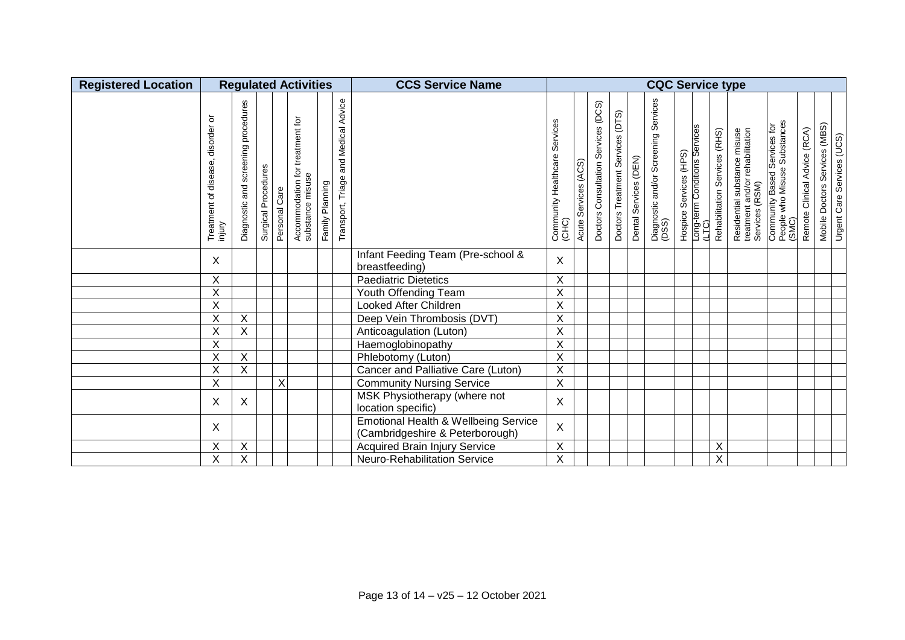| Registered Location | Regulated Activities | | | | | | | CCS Service Name | CQC Service type | | | | | | | | | | | | | | |
|---|---|---|---|---|---|---|---|---|---|---|---|---|---|---|---|---|---|---|---|---|---|---|---|
| | Treatment of disease, disorder or injury | Diagnostic and screening procedures | Surgical Procedures | Personal Care | Accommodation for treatment for substance misuse | Family Planning | Transport, Triage and Medical Advice | | Community Healthcare Services (CHC) | Acute Services (ACS) | Doctors Consultation Services (DCS) | Doctors Treatment Services (DTS) | Dental Services (DEN) | Diagnostic and/or Screening Services (DSS) | Hospice Services (HPS) | Long-term Conditions Services (LTC) | Rehabilitation Services (RHS) | Residential substance misuse treatment and/or rehabilitation Services (RSM) | Community Based Services for People who Misuse Substances (SMC) | Remote Clinical Advice (RCA) | Mobile Doctors Services (MBS) | Urgent Care Services (UCS) |
| | X | | | | | | | Infant Feeding Team (Pre-school & breastfeeding) | X | | | | | | | | | | | | | |
| | X | | | | | | | Paediatric Dietetics | X | | | | | | | | | | | | | |
| | X | | | | | | | Youth Offending Team | X | | | | | | | | | | | | | |
| | X | | | | | | | Looked After Children | X | | | | | | | | | | | | | |
| | X | X | | | | | | Deep Vein Thrombosis (DVT) | X | | | | | | | | | | | | | |
| | X | X | | | | | | Anticoagulation (Luton) | X | | | | | | | | | | | | | |
| | X | | | | | | | Haemoglobinopathy | X | | | | | | | | | | | | | |
| | X | X | | | | | | Phlebotomy (Luton) | X | | | | | | | | | | | | | |
| | X | X | | | | | | Cancer and Palliative Care (Luton) | X | | | | | | | | | | | | | |
| | X | | | X | | | | Community Nursing Service | X | | | | | | | | | | | | | |
| | X | X | | | | | | MSK Physiotherapy (where not location specific) | X | | | | | | | | | | | | | |
| | X | | | | | | | Emotional Health & Wellbeing Service (Cambridgeshire & Peterborough) | X | | | | | | | | | | | | | |
| | X | X | | | | | | Acquired Brain Injury Service | X | | | | | | | | X | | | | | |
| | X | X | | | | | | Neuro-Rehabilitation Service | X | | | | | | | | X | | | | | |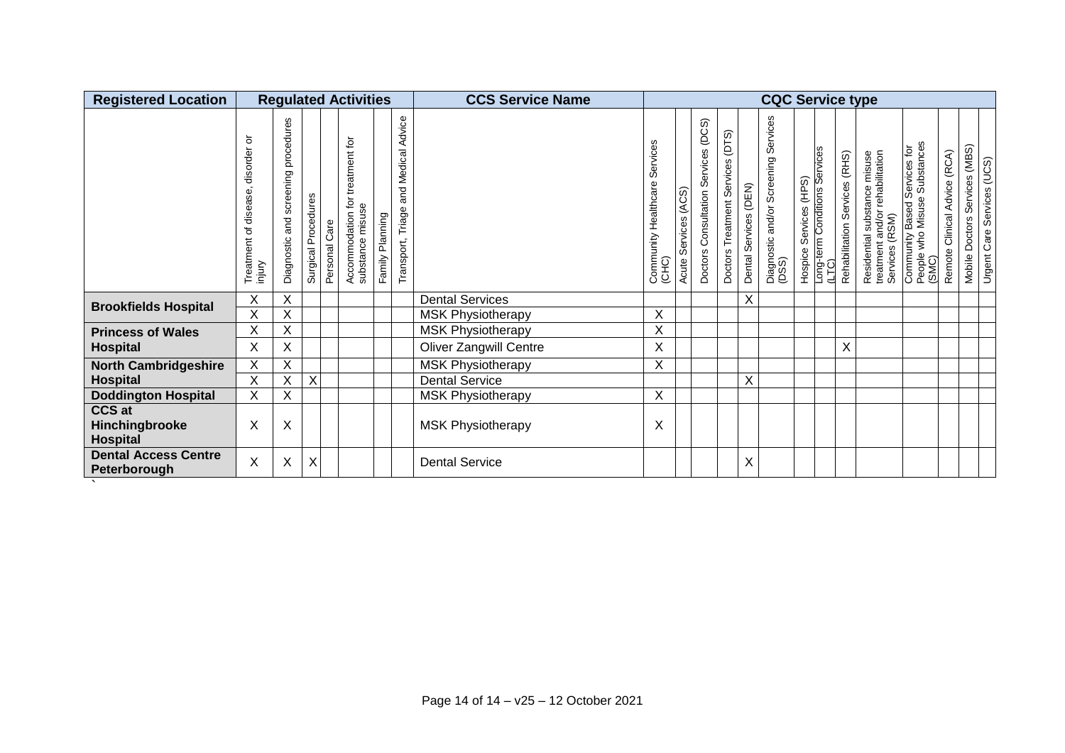| Registered Location | Regulated Activities | | | | | | | CCS Service Name | CQC Service type | | | | | | | | | | | | | | | |
|---|---|---|---|---|---|---|---|---|---|---|---|---|---|---|---|---|---|---|---|---|---|---|---|
| | Treatment of disease, disorder or injury | Diagnostic and screening procedures | Surgical Procedures | Personal Care | Accommodation for treatment for substance misuse | Family Planning | Transport, Triage and Medical Advice | | Community Healthcare Services (CHC) | Acute Services (ACS) | Doctors Consultation Services (DCS) | Doctors Treatment Services (DTS) | Dental Services (DEN) | Diagnostic and/or Screening Services (DSS) | Hospice Services (HPS) | Long-term Conditions Services (LTC) | Rehabilitation Services (RHS) | Residential substance misuse treatment and/or rehabilitation Services (RSM) | Community Based Services for People who Misuse Substances (SMC) | Remote Clinical Advice (RCA) | Mobile Doctors Services (MBS) | Urgent Care Services (UCS) |
| **Brookfields Hospital** | X | X | | | | | | Dental Services | | | | | X | | | | | | | | | |
| | X | X | | | | | | MSK Physiotherapy | X | | | | | | | | | | | | | |
| **Princess of Wales Hospital** | X | X | | | | | | MSK Physiotherapy | X | | | | | | | | | | | | | |
| | X | X | | | | | | Oliver Zangwill Centre | X | | | | | | | | X | | | | | |
| **North Cambridgeshire Hospital** | X | X | | | | | | MSK Physiotherapy | X | | | | | | | | | | | | | |
| | X | X | X | | | | | Dental Service | | | | | X | | | | | | | | | |
| **Doddington Hospital** | X | X | | | | | | MSK Physiotherapy | X | | | | | | | | | | | | | |
| **CCS at Hinchingbrooke Hospital** | X | X | | | | | | MSK Physiotherapy | X | | | | | | | | | | | | | |
| **Dental Access Centre Peterborough** | X | X | X | | | | | Dental Service | | | | | X | | | | | | | | | |

`